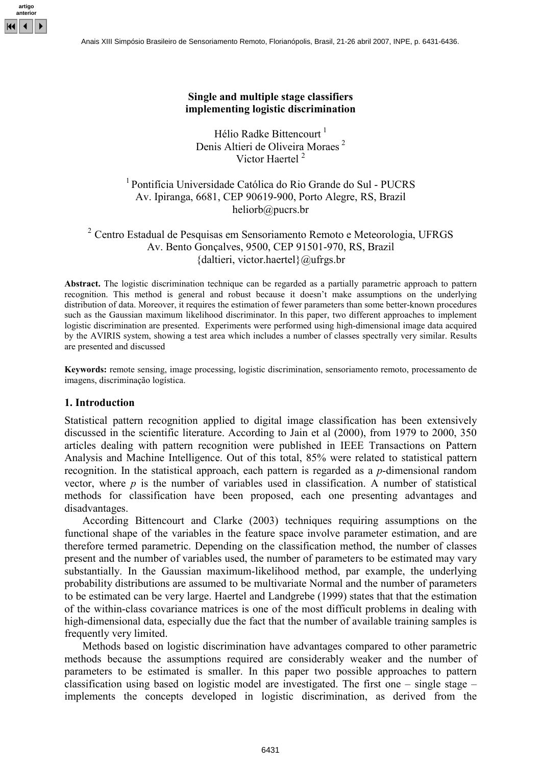# Single and multiple stage classifiers implementing logistic discrimination

Hélio Radke Bittencourt [1]
Denis Altieri de Oliveira Moraes [2]
Victor Haertel [2]

[1] Pontifícia Universidade Católica do Rio Grande do Sul - PUCRS
Av. Ipiranga, 6681, CEP 90619-900, Porto Alegre, RS, Brazil
heliorb@pucrs.br

[2] Centro Estadual de Pesquisas em Sensoriamento Remoto e Meteorologia, UFRGS
Av. Bento Gonçalves, 9500, CEP 91501-970, RS, Brazil
{daltieri, victor.haertel}@ufrgs.br

**Abstract.** The logistic discrimination technique can be regarded as a partially parametric approach to pattern recognition. This method is general and robust because it doesn't make assumptions on the underlying distribution of data. Moreover, it requires the estimation of fewer parameters than some better-known procedures such as the Gaussian maximum likelihood discriminator. In this paper, two different approaches to implement logistic discrimination are presented. Experiments were performed using high-dimensional image data acquired by the AVIRIS system, showing a test area which includes a number of classes spectrally very similar. Results are presented and discussed

**Keywords:** remote sensing, image processing, logistic discrimination, sensoriamento remoto, processamento de imagens, discriminação logística.

## 1. Introduction

Statistical pattern recognition applied to digital image classification has been extensively discussed in the scientific literature. According to Jain et al (2000), from 1979 to 2000, 350 articles dealing with pattern recognition were published in IEEE Transactions on Pattern Analysis and Machine Intelligence. Out of this total, 85% were related to statistical pattern recognition. In the statistical approach, each pattern is regarded as a *p*-dimensional random vector, where *p* is the number of variables used in classification. A number of statistical methods for classification have been proposed, each one presenting advantages and disadvantages.

According Bittencourt and Clarke (2003) techniques requiring assumptions on the functional shape of the variables in the feature space involve parameter estimation, and are therefore termed parametric. Depending on the classification method, the number of classes present and the number of variables used, the number of parameters to be estimated may vary substantially. In the Gaussian maximum-likelihood method, par example, the underlying probability distributions are assumed to be multivariate Normal and the number of parameters to be estimated can be very large. Haertel and Landgrebe (1999) states that that the estimation of the within-class covariance matrices is one of the most difficult problems in dealing with high-dimensional data, especially due the fact that the number of available training samples is frequently very limited.

Methods based on logistic discrimination have advantages compared to other parametric methods because the assumptions required are considerably weaker and the number of parameters to be estimated is smaller. In this paper two possible approaches to pattern classification using based on logistic model are investigated. The first one – single stage – implements the concepts developed in logistic discrimination, as derived from the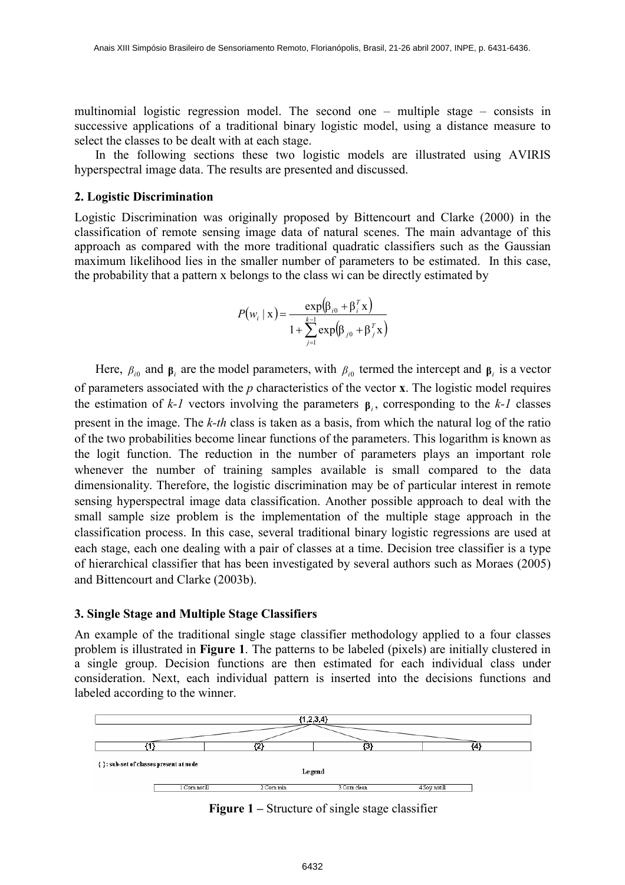multinomial logistic regression model. The second one – multiple stage – consists in successive applications of a traditional binary logistic model, using a distance measure to select the classes to be dealt with at each stage.

In the following sections these two logistic models are illustrated using AVIRIS hyperspectral image data. The results are presented and discussed.

## 2. Logistic Discrimination

Logistic Discrimination was originally proposed by Bittencourt and Clarke (2000) in the classification of remote sensing image data of natural scenes. The main advantage of this approach as compared with the more traditional quadratic classifiers such as the Gaussian maximum likelihood lies in the smaller number of parameters to be estimated. In this case, the probability that a pattern x belongs to the class wi can be directly estimated by

$$P(w_i \mid \mathrm{x}) = \frac{\exp\left(\beta_{i0} + \beta_i^T \mathrm{x}\right)}{1 + \sum_{j=1}^{k-1} \exp\left(\beta_{j0} + \beta_j^T \mathrm{x}\right)}$$

Here, $\beta_{i0}$ and $\boldsymbol{\beta}_i$ are the model parameters, with $\beta_{i0}$ termed the intercept and $\boldsymbol{\beta}_i$ is a vector of parameters associated with the *p* characteristics of the vector **x**. The logistic model requires the estimation of *k-1* vectors involving the parameters $\boldsymbol{\beta}_i$, corresponding to the *k-1* classes present in the image. The *k-th* class is taken as a basis, from which the natural log of the ratio of the two probabilities become linear functions of the parameters. This logarithm is known as the logit function. The reduction in the number of parameters plays an important role whenever the number of training samples available is small compared to the data dimensionality. Therefore, the logistic discrimination may be of particular interest in remote sensing hyperspectral image data classification. Another possible approach to deal with the small sample size problem is the implementation of the multiple stage approach in the classification process. In this case, several traditional binary logistic regressions are used at each stage, each one dealing with a pair of classes at a time. Decision tree classifier is a type of hierarchical classifier that has been investigated by several authors such as Moraes (2005) and Bittencourt and Clarke (2003b).

## 3. Single Stage and Multiple Stage Classifiers

An example of the traditional single stage classifier methodology applied to a four classes problem is illustrated in **Figure 1**. The patterns to be labeled (pixels) are initially clustered in a single group. Decision functions are then estimated for each individual class under consideration. Next, each individual pattern is inserted into the decisions functions and labeled according to the winner.

{1,2,3,4}

{1} {2} {3} {4}

{ }: sub-set of classes present at node

Legend

1 Corn notill | 2 Corn min | 3 Corn clean | 4 Soy notill

**Figure 1** – Structure of single stage classifier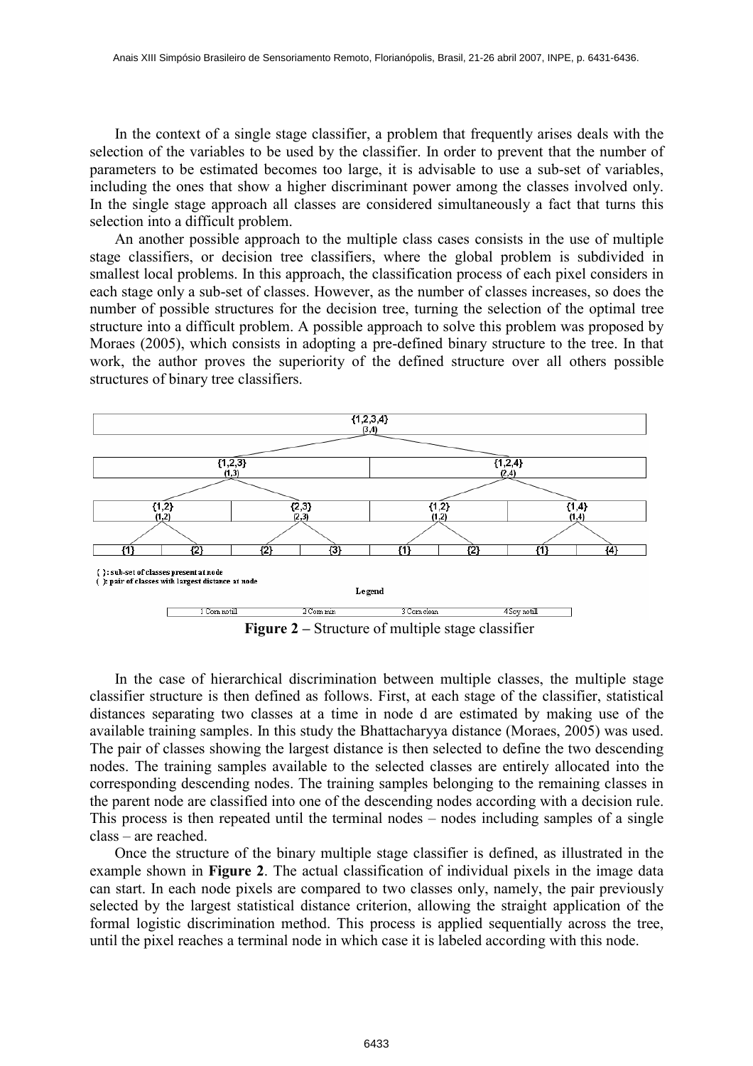In the context of a single stage classifier, a problem that frequently arises deals with the selection of the variables to be used by the classifier. In order to prevent that the number of parameters to be estimated becomes too large, it is advisable to use a sub-set of variables, including the ones that show a higher discriminant power among the classes involved only. In the single stage approach all classes are considered simultaneously a fact that turns this selection into a difficult problem.

An another possible approach to the multiple class cases consists in the use of multiple stage classifiers, or decision tree classifiers, where the global problem is subdivided in smallest local problems. In this approach, the classification process of each pixel considers in each stage only a sub-set of classes. However, as the number of classes increases, so does the number of possible structures for the decision tree, turning the selection of the optimal tree structure into a difficult problem. A possible approach to solve this problem was proposed by Moraes (2005), which consists in adopting a pre-defined binary structure to the tree. In that work, the author proves the superiority of the defined structure over all others possible structures of binary tree classifiers.

**Figure 2 –** Structure of multiple stage classifier

In the case of hierarchical discrimination between multiple classes, the multiple stage classifier structure is then defined as follows. First, at each stage of the classifier, statistical distances separating two classes at a time in node d are estimated by making use of the available training samples. In this study the Bhattacharyya distance (Moraes, 2005) was used. The pair of classes showing the largest distance is then selected to define the two descending nodes. The training samples available to the selected classes are entirely allocated into the corresponding descending nodes. The training samples belonging to the remaining classes in the parent node are classified into one of the descending nodes according with a decision rule. This process is then repeated until the terminal nodes – nodes including samples of a single class – are reached.

Once the structure of the binary multiple stage classifier is defined, as illustrated in the example shown in **Figure 2**. The actual classification of individual pixels in the image data can start. In each node pixels are compared to two classes only, namely, the pair previously selected by the largest statistical distance criterion, allowing the straight application of the formal logistic discrimination method. This process is applied sequentially across the tree, until the pixel reaches a terminal node in which case it is labeled according with this node.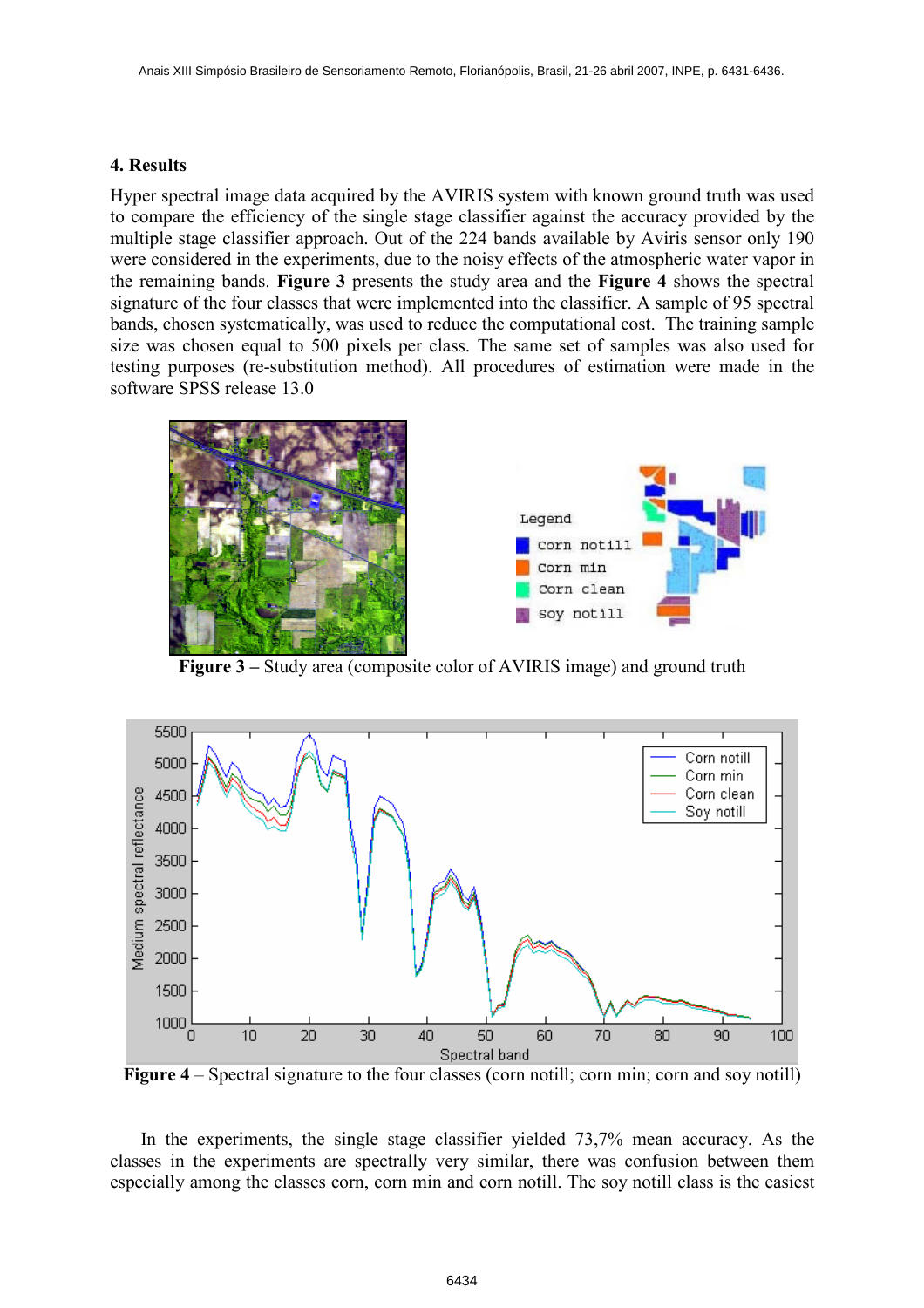## 4. Results

Hyper spectral image data acquired by the AVIRIS system with known ground truth was used to compare the efficiency of the single stage classifier against the accuracy provided by the multiple stage classifier approach. Out of the 224 bands available by Aviris sensor only 190 were considered in the experiments, due to the noisy effects of the atmospheric water vapor in the remaining bands. **Figure 3** presents the study area and the **Figure 4** shows the spectral signature of the four classes that were implemented into the classifier. A sample of 95 spectral bands, chosen systematically, was used to reduce the computational cost. The training sample size was chosen equal to 500 pixels per class. The same set of samples was also used for testing purposes (re-substitution method). All procedures of estimation were made in the software SPSS release 13.0

**Figure 3** – Study area (composite color of AVIRIS image) and ground truth

**Figure 4** – Spectral signature to the four classes (corn notill; corn min; corn and soy notill)

In the experiments, the single stage classifier yielded 73,7% mean accuracy. As the classes in the experiments are spectrally very similar, there was confusion between them especially among the classes corn, corn min and corn notill. The soy notill class is the easiest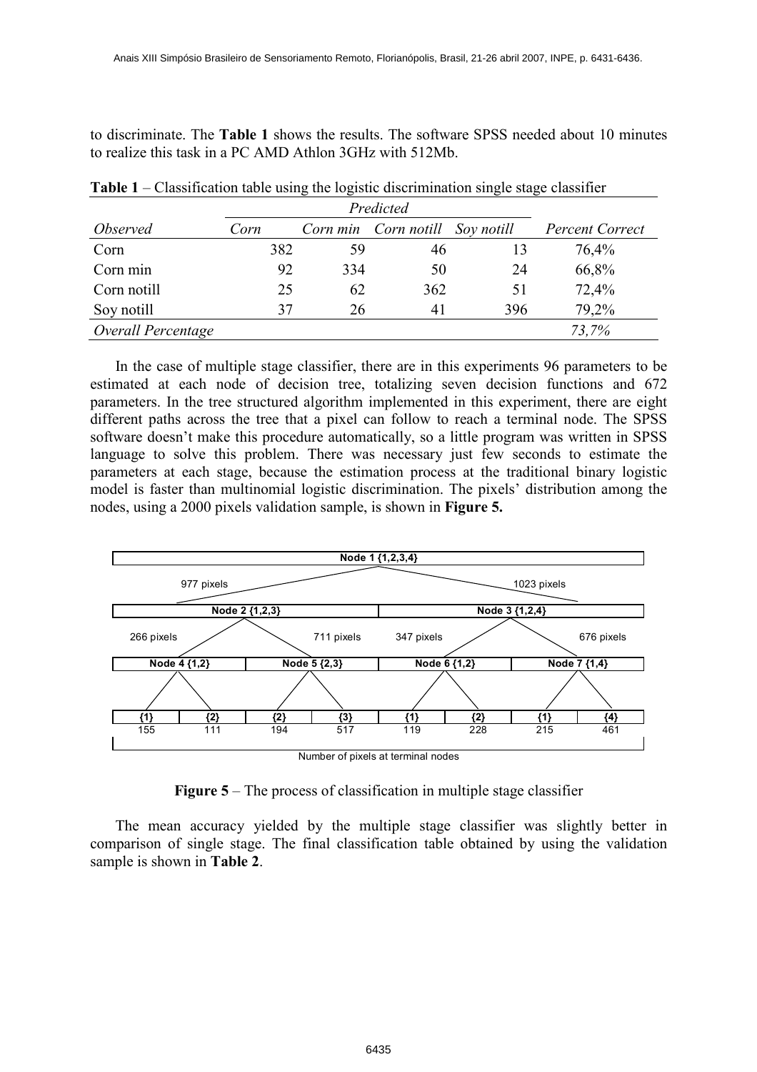to discriminate. The **Table 1** shows the results. The software SPSS needed about 10 minutes to realize this task in a PC AMD Athlon 3GHz with 512Mb.

**Table 1** – Classification table using the logistic discrimination single stage classifier

| | *Predicted* | | | | |
|---|---|---|---|---|---|
| *Observed* | *Corn* | *Corn min* | *Corn notill* | *Soy notill* | *Percent Correct* |
| Corn | 382 | 59 | 46 | 13 | 76,4% |
| Corn min | 92 | 334 | 50 | 24 | 66,8% |
| Corn notill | 25 | 62 | 362 | 51 | 72,4% |
| Soy notill | 37 | 26 | 41 | 396 | 79,2% |
| *Overall Percentage* | | | | | *73,7%* |

In the case of multiple stage classifier, there are in this experiments 96 parameters to be estimated at each node of decision tree, totalizing seven decision functions and 672 parameters. In the tree structured algorithm implemented in this experiment, there are eight different paths across the tree that a pixel can follow to reach a terminal node. The SPSS software doesn't make this procedure automatically, so a little program was written in SPSS language to solve this problem. There was necessary just few seconds to estimate the parameters at each stage, because the estimation process at the traditional binary logistic model is faster than multinomial logistic discrimination. The pixels' distribution among the nodes, using a 2000 pixels validation sample, is shown in **Figure 5.**

- **Node 1 {1,2,3,4}**
  - 977 pixels → **Node 2 {1,2,3}**
    - 266 pixels → **Node 4 {1,2}**: {1} 155; {2} 111
    - 711 pixels → **Node 5 {2,3}**: {2} 194; {3} 517
  - 1023 pixels → **Node 3 {1,2,4}**
    - 347 pixels → **Node 6 {1,2}**: {1} 119; {2} 228
    - 676 pixels → **Node 7 {1,4}**: {1} 215; {4} 461

Number of pixels at terminal nodes

**Figure 5** – The process of classification in multiple stage classifier

The mean accuracy yielded by the multiple stage classifier was slightly better in comparison of single stage. The final classification table obtained by using the validation sample is shown in **Table 2**.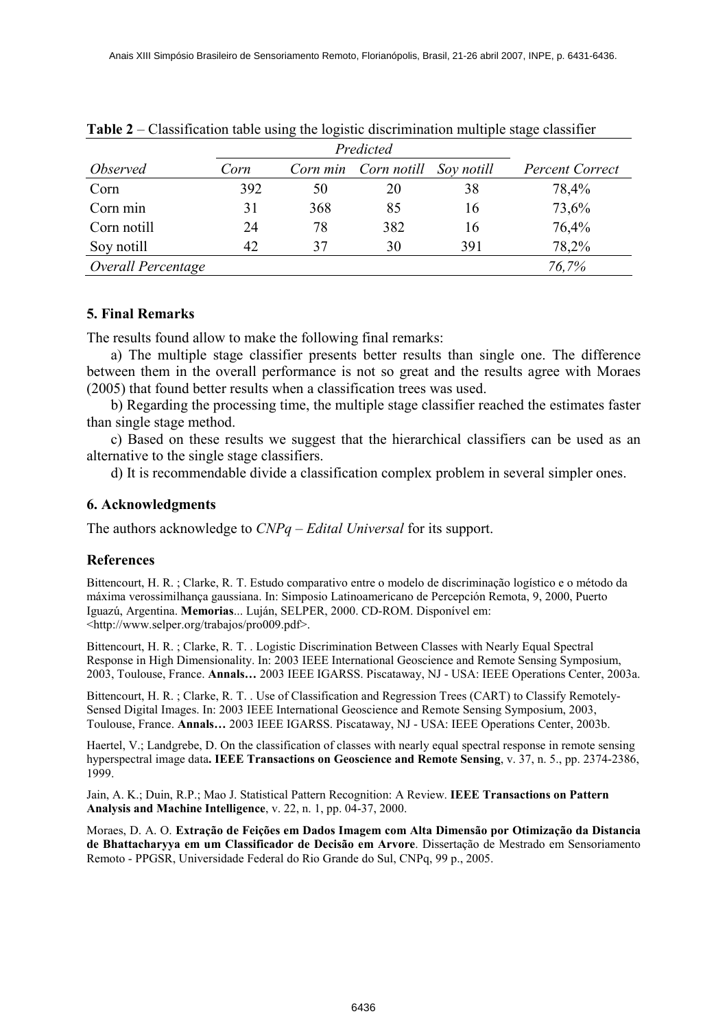**Table 2** – Classification table using the logistic discrimination multiple stage classifier

| | Predicted | | | | |
|---|---|---|---|---|---|
| *Observed* | *Corn* | *Corn min* | *Corn notill* | *Soy notill* | *Percent Correct* |
| Corn | 392 | 50 | 20 | 38 | 78,4% |
| Corn min | 31 | 368 | 85 | 16 | 73,6% |
| Corn notill | 24 | 78 | 382 | 16 | 76,4% |
| Soy notill | 42 | 37 | 30 | 391 | 78,2% |
| *Overall Percentage* | | | | | *76,7%* |

## 5. Final Remarks

The results found allow to make the following final remarks:

a) The multiple stage classifier presents better results than single one. The difference between them in the overall performance is not so great and the results agree with Moraes (2005) that found better results when a classification trees was used.

b) Regarding the processing time, the multiple stage classifier reached the estimates faster than single stage method.

c) Based on these results we suggest that the hierarchical classifiers can be used as an alternative to the single stage classifiers.

d) It is recommendable divide a classification complex problem in several simpler ones.

## 6. Acknowledgments

The authors acknowledge to *CNPq – Edital Universal* for its support.

## References

Bittencourt, H. R. ; Clarke, R. T. Estudo comparativo entre o modelo de discriminação logístico e o método da máxima verossimilhança gaussiana. In: Simposio Latinoamericano de Percepción Remota, 9, 2000, Puerto Iguazú, Argentina. **Memorias**... Luján, SELPER, 2000. CD-ROM. Disponível em: <http://www.selper.org/trabajos/pro009.pdf>.

Bittencourt, H. R. ; Clarke, R. T. . Logistic Discrimination Between Classes with Nearly Equal Spectral Response in High Dimensionality. In: 2003 IEEE International Geoscience and Remote Sensing Symposium, 2003, Toulouse, France. **Annals…** 2003 IEEE IGARSS. Piscataway, NJ - USA: IEEE Operations Center, 2003a.

Bittencourt, H. R. ; Clarke, R. T. . Use of Classification and Regression Trees (CART) to Classify Remotely-Sensed Digital Images. In: 2003 IEEE International Geoscience and Remote Sensing Symposium, 2003, Toulouse, France. **Annals…** 2003 IEEE IGARSS. Piscataway, NJ - USA: IEEE Operations Center, 2003b.

Haertel, V.; Landgrebe, D. On the classification of classes with nearly equal spectral response in remote sensing hyperspectral image data**. IEEE Transactions on Geoscience and Remote Sensing**, v. 37, n. 5., pp. 2374-2386, 1999.

Jain, A. K.; Duin, R.P.; Mao J. Statistical Pattern Recognition: A Review. **IEEE Transactions on Pattern Analysis and Machine Intelligence**, v. 22, n. 1, pp. 04-37, 2000.

Moraes, D. A. O. **Extração de Feições em Dados Imagem com Alta Dimensão por Otimização da Distancia de Bhattacharyya em um Classificador de Decisão em Arvore**. Dissertação de Mestrado em Sensoriamento Remoto - PPGSR, Universidade Federal do Rio Grande do Sul, CNPq, 99 p., 2005.